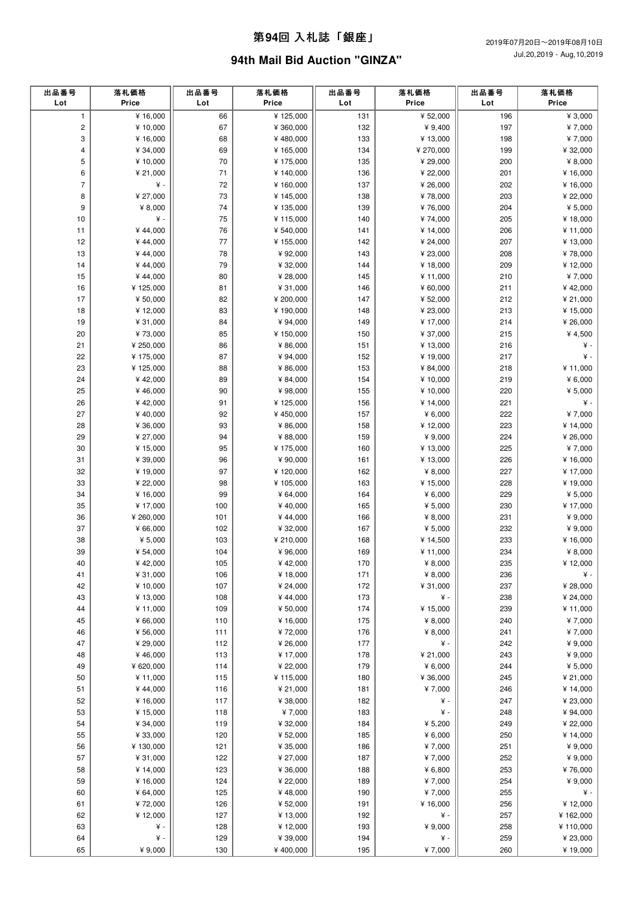# 第94回 入札誌「銀座」

# 94th Mail Bid Auction "GINZA"

2019年07月20日～2019年08月10日
Jul,20,2019 - Aug,10,2019

| 出品番号 Lot | 落札価格 Price | 出品番号 Lot | 落札価格 Price | 出品番号 Lot | 落札価格 Price | 出品番号 Lot | 落札価格 Price |
|---|---|---|---|---|---|---|---|
| 1 | ¥ 16,000 | 66 | ¥ 125,000 | 131 | ¥ 52,000 | 196 | ¥ 3,000 |
| 2 | ¥ 10,000 | 67 | ¥ 360,000 | 132 | ¥ 9,400 | 197 | ¥ 7,000 |
| 3 | ¥ 16,000 | 68 | ¥ 480,000 | 133 | ¥ 13,000 | 198 | ¥ 7,000 |
| 4 | ¥ 34,000 | 69 | ¥ 165,000 | 134 | ¥ 270,000 | 199 | ¥ 32,000 |
| 5 | ¥ 10,000 | 70 | ¥ 175,000 | 135 | ¥ 29,000 | 200 | ¥ 8,000 |
| 6 | ¥ 21,000 | 71 | ¥ 140,000 | 136 | ¥ 22,000 | 201 | ¥ 16,000 |
| 7 | ¥ - | 72 | ¥ 160,000 | 137 | ¥ 26,000 | 202 | ¥ 16,000 |
| 8 | ¥ 27,000 | 73 | ¥ 145,000 | 138 | ¥ 78,000 | 203 | ¥ 22,000 |
| 9 | ¥ 8,000 | 74 | ¥ 135,000 | 139 | ¥ 76,000 | 204 | ¥ 5,000 |
| 10 | ¥ - | 75 | ¥ 115,000 | 140 | ¥ 74,000 | 205 | ¥ 18,000 |
| 11 | ¥ 44,000 | 76 | ¥ 540,000 | 141 | ¥ 14,000 | 206 | ¥ 11,000 |
| 12 | ¥ 44,000 | 77 | ¥ 155,000 | 142 | ¥ 24,000 | 207 | ¥ 13,000 |
| 13 | ¥ 44,000 | 78 | ¥ 92,000 | 143 | ¥ 23,000 | 208 | ¥ 78,000 |
| 14 | ¥ 44,000 | 79 | ¥ 32,000 | 144 | ¥ 18,000 | 209 | ¥ 12,000 |
| 15 | ¥ 44,000 | 80 | ¥ 28,000 | 145 | ¥ 11,000 | 210 | ¥ 7,000 |
| 16 | ¥ 125,000 | 81 | ¥ 31,000 | 146 | ¥ 60,000 | 211 | ¥ 42,000 |
| 17 | ¥ 50,000 | 82 | ¥ 200,000 | 147 | ¥ 52,000 | 212 | ¥ 21,000 |
| 18 | ¥ 12,000 | 83 | ¥ 190,000 | 148 | ¥ 23,000 | 213 | ¥ 15,000 |
| 19 | ¥ 31,000 | 84 | ¥ 94,000 | 149 | ¥ 17,000 | 214 | ¥ 26,000 |
| 20 | ¥ 73,000 | 85 | ¥ 150,000 | 150 | ¥ 37,000 | 215 | ¥ 4,500 |
| 21 | ¥ 250,000 | 86 | ¥ 86,000 | 151 | ¥ 13,000 | 216 | ¥ - |
| 22 | ¥ 175,000 | 87 | ¥ 94,000 | 152 | ¥ 19,000 | 217 | ¥ - |
| 23 | ¥ 125,000 | 88 | ¥ 86,000 | 153 | ¥ 84,000 | 218 | ¥ 11,000 |
| 24 | ¥ 42,000 | 89 | ¥ 84,000 | 154 | ¥ 10,000 | 219 | ¥ 6,000 |
| 25 | ¥ 46,000 | 90 | ¥ 98,000 | 155 | ¥ 10,000 | 220 | ¥ 5,000 |
| 26 | ¥ 42,000 | 91 | ¥ 125,000 | 156 | ¥ 14,000 | 221 | ¥ - |
| 27 | ¥ 40,000 | 92 | ¥ 450,000 | 157 | ¥ 6,000 | 222 | ¥ 7,000 |
| 28 | ¥ 36,000 | 93 | ¥ 86,000 | 158 | ¥ 12,000 | 223 | ¥ 14,000 |
| 29 | ¥ 27,000 | 94 | ¥ 88,000 | 159 | ¥ 9,000 | 224 | ¥ 26,000 |
| 30 | ¥ 15,000 | 95 | ¥ 175,000 | 160 | ¥ 13,000 | 225 | ¥ 7,000 |
| 31 | ¥ 39,000 | 96 | ¥ 90,000 | 161 | ¥ 13,000 | 226 | ¥ 16,000 |
| 32 | ¥ 19,000 | 97 | ¥ 120,000 | 162 | ¥ 8,000 | 227 | ¥ 17,000 |
| 33 | ¥ 22,000 | 98 | ¥ 105,000 | 163 | ¥ 15,000 | 228 | ¥ 19,000 |
| 34 | ¥ 16,000 | 99 | ¥ 64,000 | 164 | ¥ 6,000 | 229 | ¥ 5,000 |
| 35 | ¥ 17,000 | 100 | ¥ 40,000 | 165 | ¥ 5,000 | 230 | ¥ 17,000 |
| 36 | ¥ 260,000 | 101 | ¥ 44,000 | 166 | ¥ 8,000 | 231 | ¥ 9,000 |
| 37 | ¥ 66,000 | 102 | ¥ 32,000 | 167 | ¥ 5,000 | 232 | ¥ 9,000 |
| 38 | ¥ 5,000 | 103 | ¥ 210,000 | 168 | ¥ 14,500 | 233 | ¥ 16,000 |
| 39 | ¥ 54,000 | 104 | ¥ 96,000 | 169 | ¥ 11,000 | 234 | ¥ 8,000 |
| 40 | ¥ 42,000 | 105 | ¥ 42,000 | 170 | ¥ 8,000 | 235 | ¥ 12,000 |
| 41 | ¥ 31,000 | 106 | ¥ 18,000 | 171 | ¥ 8,000 | 236 | ¥ - |
| 42 | ¥ 10,000 | 107 | ¥ 24,000 | 172 | ¥ 31,000 | 237 | ¥ 28,000 |
| 43 | ¥ 13,000 | 108 | ¥ 44,000 | 173 | ¥ - | 238 | ¥ 24,000 |
| 44 | ¥ 11,000 | 109 | ¥ 50,000 | 174 | ¥ 15,000 | 239 | ¥ 11,000 |
| 45 | ¥ 66,000 | 110 | ¥ 16,000 | 175 | ¥ 8,000 | 240 | ¥ 7,000 |
| 46 | ¥ 56,000 | 111 | ¥ 72,000 | 176 | ¥ 8,000 | 241 | ¥ 7,000 |
| 47 | ¥ 29,000 | 112 | ¥ 26,000 | 177 | ¥ - | 242 | ¥ 9,000 |
| 48 | ¥ 46,000 | 113 | ¥ 17,000 | 178 | ¥ 21,000 | 243 | ¥ 9,000 |
| 49 | ¥ 620,000 | 114 | ¥ 22,000 | 179 | ¥ 6,000 | 244 | ¥ 5,000 |
| 50 | ¥ 11,000 | 115 | ¥ 115,000 | 180 | ¥ 36,000 | 245 | ¥ 21,000 |
| 51 | ¥ 44,000 | 116 | ¥ 21,000 | 181 | ¥ 7,000 | 246 | ¥ 14,000 |
| 52 | ¥ 16,000 | 117 | ¥ 38,000 | 182 | ¥ - | 247 | ¥ 23,000 |
| 53 | ¥ 15,000 | 118 | ¥ 7,000 | 183 | ¥ - | 248 | ¥ 94,000 |
| 54 | ¥ 34,000 | 119 | ¥ 32,000 | 184 | ¥ 5,200 | 249 | ¥ 22,000 |
| 55 | ¥ 33,000 | 120 | ¥ 52,000 | 185 | ¥ 6,000 | 250 | ¥ 14,000 |
| 56 | ¥ 130,000 | 121 | ¥ 35,000 | 186 | ¥ 7,000 | 251 | ¥ 9,000 |
| 57 | ¥ 31,000 | 122 | ¥ 27,000 | 187 | ¥ 7,000 | 252 | ¥ 9,000 |
| 58 | ¥ 14,000 | 123 | ¥ 36,000 | 188 | ¥ 6,800 | 253 | ¥ 76,000 |
| 59 | ¥ 16,000 | 124 | ¥ 22,000 | 189 | ¥ 7,000 | 254 | ¥ 9,000 |
| 60 | ¥ 64,000 | 125 | ¥ 48,000 | 190 | ¥ 7,000 | 255 | ¥ - |
| 61 | ¥ 72,000 | 126 | ¥ 52,000 | 191 | ¥ 16,000 | 256 | ¥ 12,000 |
| 62 | ¥ 12,000 | 127 | ¥ 13,000 | 192 | ¥ - | 257 | ¥ 162,000 |
| 63 | ¥ - | 128 | ¥ 12,000 | 193 | ¥ 9,000 | 258 | ¥ 110,000 |
| 64 | ¥ - | 129 | ¥ 39,000 | 194 | ¥ - | 259 | ¥ 23,000 |
| 65 | ¥ 9,000 | 130 | ¥ 400,000 | 195 | ¥ 7,000 | 260 | ¥ 19,000 |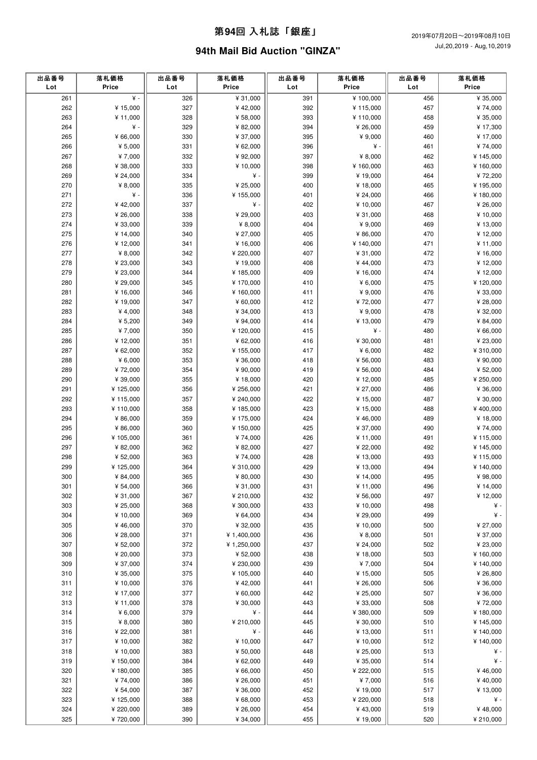# 第94回 入札誌「銀座」

2019年07月20日～2019年08月10日
Jul,20,2019 - Aug,10,2019

## 94th Mail Bid Auction "GINZA"

| 出品番号 Lot | 落札価格 Price | 出品番号 Lot | 落札価格 Price | 出品番号 Lot | 落札価格 Price | 出品番号 Lot | 落札価格 Price |
|---|---|---|---|---|---|---|---|
| 261 | ¥ - | 326 | ¥ 31,000 | 391 | ¥ 100,000 | 456 | ¥ 35,000 |
| 262 | ¥ 15,000 | 327 | ¥ 42,000 | 392 | ¥ 115,000 | 457 | ¥ 74,000 |
| 263 | ¥ 11,000 | 328 | ¥ 58,000 | 393 | ¥ 110,000 | 458 | ¥ 35,000 |
| 264 | ¥ - | 329 | ¥ 82,000 | 394 | ¥ 26,000 | 459 | ¥ 17,300 |
| 265 | ¥ 66,000 | 330 | ¥ 37,000 | 395 | ¥ 9,000 | 460 | ¥ 17,000 |
| 266 | ¥ 5,000 | 331 | ¥ 62,000 | 396 | ¥ - | 461 | ¥ 74,000 |
| 267 | ¥ 7,000 | 332 | ¥ 92,000 | 397 | ¥ 8,000 | 462 | ¥ 145,000 |
| 268 | ¥ 38,000 | 333 | ¥ 10,000 | 398 | ¥ 160,000 | 463 | ¥ 160,000 |
| 269 | ¥ 24,000 | 334 | ¥ - | 399 | ¥ 19,000 | 464 | ¥ 72,200 |
| 270 | ¥ 8,000 | 335 | ¥ 25,000 | 400 | ¥ 18,000 | 465 | ¥ 195,000 |
| 271 | ¥ - | 336 | ¥ 155,000 | 401 | ¥ 24,000 | 466 | ¥ 180,000 |
| 272 | ¥ 42,000 | 337 | ¥ - | 402 | ¥ 10,000 | 467 | ¥ 26,000 |
| 273 | ¥ 26,000 | 338 | ¥ 29,000 | 403 | ¥ 31,000 | 468 | ¥ 10,000 |
| 274 | ¥ 33,000 | 339 | ¥ 8,000 | 404 | ¥ 9,000 | 469 | ¥ 13,000 |
| 275 | ¥ 14,000 | 340 | ¥ 27,000 | 405 | ¥ 86,000 | 470 | ¥ 12,000 |
| 276 | ¥ 12,000 | 341 | ¥ 16,000 | 406 | ¥ 140,000 | 471 | ¥ 11,000 |
| 277 | ¥ 8,000 | 342 | ¥ 220,000 | 407 | ¥ 31,000 | 472 | ¥ 16,000 |
| 278 | ¥ 23,000 | 343 | ¥ 19,000 | 408 | ¥ 44,000 | 473 | ¥ 12,000 |
| 279 | ¥ 23,000 | 344 | ¥ 185,000 | 409 | ¥ 16,000 | 474 | ¥ 12,000 |
| 280 | ¥ 29,000 | 345 | ¥ 170,000 | 410 | ¥ 6,000 | 475 | ¥ 120,000 |
| 281 | ¥ 16,000 | 346 | ¥ 160,000 | 411 | ¥ 9,000 | 476 | ¥ 33,000 |
| 282 | ¥ 19,000 | 347 | ¥ 60,000 | 412 | ¥ 72,000 | 477 | ¥ 28,000 |
| 283 | ¥ 4,000 | 348 | ¥ 34,000 | 413 | ¥ 9,000 | 478 | ¥ 32,000 |
| 284 | ¥ 5,200 | 349 | ¥ 94,000 | 414 | ¥ 13,000 | 479 | ¥ 84,000 |
| 285 | ¥ 7,000 | 350 | ¥ 120,000 | 415 | ¥ - | 480 | ¥ 66,000 |
| 286 | ¥ 12,000 | 351 | ¥ 62,000 | 416 | ¥ 30,000 | 481 | ¥ 23,000 |
| 287 | ¥ 62,000 | 352 | ¥ 155,000 | 417 | ¥ 6,000 | 482 | ¥ 310,000 |
| 288 | ¥ 6,000 | 353 | ¥ 36,000 | 418 | ¥ 56,000 | 483 | ¥ 90,000 |
| 289 | ¥ 72,000 | 354 | ¥ 90,000 | 419 | ¥ 56,000 | 484 | ¥ 52,000 |
| 290 | ¥ 39,000 | 355 | ¥ 18,000 | 420 | ¥ 12,000 | 485 | ¥ 250,000 |
| 291 | ¥ 125,000 | 356 | ¥ 256,000 | 421 | ¥ 27,000 | 486 | ¥ 36,000 |
| 292 | ¥ 115,000 | 357 | ¥ 240,000 | 422 | ¥ 15,000 | 487 | ¥ 30,000 |
| 293 | ¥ 110,000 | 358 | ¥ 185,000 | 423 | ¥ 15,000 | 488 | ¥ 400,000 |
| 294 | ¥ 86,000 | 359 | ¥ 175,000 | 424 | ¥ 46,000 | 489 | ¥ 18,000 |
| 295 | ¥ 86,000 | 360 | ¥ 150,000 | 425 | ¥ 37,000 | 490 | ¥ 74,000 |
| 296 | ¥ 105,000 | 361 | ¥ 74,000 | 426 | ¥ 11,000 | 491 | ¥ 115,000 |
| 297 | ¥ 82,000 | 362 | ¥ 82,000 | 427 | ¥ 22,000 | 492 | ¥ 145,000 |
| 298 | ¥ 52,000 | 363 | ¥ 74,000 | 428 | ¥ 13,000 | 493 | ¥ 115,000 |
| 299 | ¥ 125,000 | 364 | ¥ 310,000 | 429 | ¥ 13,000 | 494 | ¥ 140,000 |
| 300 | ¥ 84,000 | 365 | ¥ 80,000 | 430 | ¥ 14,000 | 495 | ¥ 98,000 |
| 301 | ¥ 54,000 | 366 | ¥ 31,000 | 431 | ¥ 11,000 | 496 | ¥ 14,000 |
| 302 | ¥ 31,000 | 367 | ¥ 210,000 | 432 | ¥ 56,000 | 497 | ¥ 12,000 |
| 303 | ¥ 25,000 | 368 | ¥ 300,000 | 433 | ¥ 10,000 | 498 | ¥ - |
| 304 | ¥ 10,000 | 369 | ¥ 64,000 | 434 | ¥ 29,000 | 499 | ¥ - |
| 305 | ¥ 46,000 | 370 | ¥ 32,000 | 435 | ¥ 10,000 | 500 | ¥ 27,000 |
| 306 | ¥ 28,000 | 371 | ¥ 1,400,000 | 436 | ¥ 8,000 | 501 | ¥ 37,000 |
| 307 | ¥ 52,000 | 372 | ¥ 1,250,000 | 437 | ¥ 24,000 | 502 | ¥ 23,000 |
| 308 | ¥ 20,000 | 373 | ¥ 52,000 | 438 | ¥ 18,000 | 503 | ¥ 160,000 |
| 309 | ¥ 37,000 | 374 | ¥ 230,000 | 439 | ¥ 7,000 | 504 | ¥ 140,000 |
| 310 | ¥ 35,000 | 375 | ¥ 105,000 | 440 | ¥ 15,000 | 505 | ¥ 26,800 |
| 311 | ¥ 10,000 | 376 | ¥ 42,000 | 441 | ¥ 26,000 | 506 | ¥ 36,000 |
| 312 | ¥ 17,000 | 377 | ¥ 60,000 | 442 | ¥ 25,000 | 507 | ¥ 36,000 |
| 313 | ¥ 11,000 | 378 | ¥ 30,000 | 443 | ¥ 33,000 | 508 | ¥ 72,000 |
| 314 | ¥ 6,000 | 379 | ¥ - | 444 | ¥ 380,000 | 509 | ¥ 180,000 |
| 315 | ¥ 8,000 | 380 | ¥ 210,000 | 445 | ¥ 30,000 | 510 | ¥ 145,000 |
| 316 | ¥ 22,000 | 381 | ¥ - | 446 | ¥ 13,000 | 511 | ¥ 140,000 |
| 317 | ¥ 10,000 | 382 | ¥ 10,000 | 447 | ¥ 10,000 | 512 | ¥ 140,000 |
| 318 | ¥ 10,000 | 383 | ¥ 50,000 | 448 | ¥ 25,000 | 513 | ¥ - |
| 319 | ¥ 150,000 | 384 | ¥ 62,000 | 449 | ¥ 35,000 | 514 | ¥ - |
| 320 | ¥ 180,000 | 385 | ¥ 66,000 | 450 | ¥ 222,000 | 515 | ¥ 46,000 |
| 321 | ¥ 74,000 | 386 | ¥ 26,000 | 451 | ¥ 7,000 | 516 | ¥ 40,000 |
| 322 | ¥ 54,000 | 387 | ¥ 36,000 | 452 | ¥ 19,000 | 517 | ¥ 13,000 |
| 323 | ¥ 125,000 | 388 | ¥ 68,000 | 453 | ¥ 220,000 | 518 | ¥ - |
| 324 | ¥ 220,000 | 389 | ¥ 26,000 | 454 | ¥ 43,000 | 519 | ¥ 48,000 |
| 325 | ¥ 720,000 | 390 | ¥ 34,000 | 455 | ¥ 19,000 | 520 | ¥ 210,000 |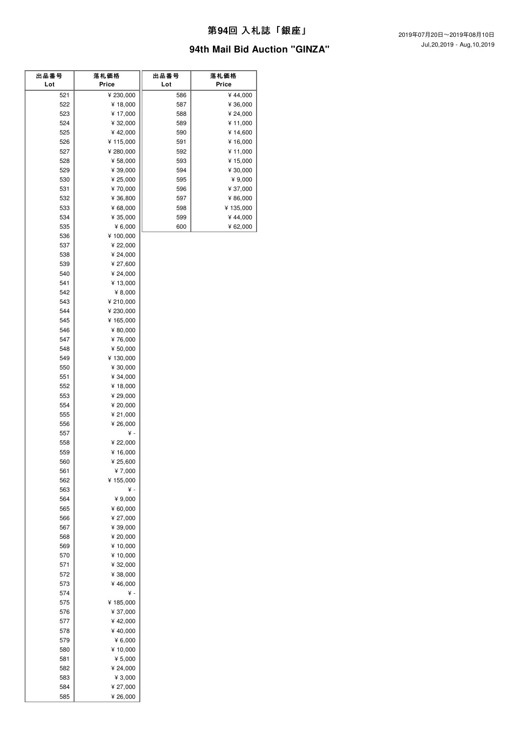# 第94回 入札誌「銀座」

2019年07月20日～2019年08月10日
Jul,20,2019 - Aug,10,2019

## 94th Mail Bid Auction "GINZA"

| 出品番号 Lot | 落札価格 Price | 出品番号 Lot | 落札価格 Price |
|---|---|---|---|
| 521 | ¥ 230,000 | 586 | ¥ 44,000 |
| 522 | ¥ 18,000 | 587 | ¥ 36,000 |
| 523 | ¥ 17,000 | 588 | ¥ 24,000 |
| 524 | ¥ 32,000 | 589 | ¥ 11,000 |
| 525 | ¥ 42,000 | 590 | ¥ 14,600 |
| 526 | ¥ 115,000 | 591 | ¥ 16,000 |
| 527 | ¥ 280,000 | 592 | ¥ 11,000 |
| 528 | ¥ 58,000 | 593 | ¥ 15,000 |
| 529 | ¥ 39,000 | 594 | ¥ 30,000 |
| 530 | ¥ 25,000 | 595 | ¥ 9,000 |
| 531 | ¥ 70,000 | 596 | ¥ 37,000 |
| 532 | ¥ 36,800 | 597 | ¥ 86,000 |
| 533 | ¥ 68,000 | 598 | ¥ 135,000 |
| 534 | ¥ 35,000 | 599 | ¥ 44,000 |
| 535 | ¥ 6,000 | 600 | ¥ 62,000 |
| 536 | ¥ 100,000 | | |
| 537 | ¥ 22,000 | | |
| 538 | ¥ 24,000 | | |
| 539 | ¥ 27,600 | | |
| 540 | ¥ 24,000 | | |
| 541 | ¥ 13,000 | | |
| 542 | ¥ 8,000 | | |
| 543 | ¥ 210,000 | | |
| 544 | ¥ 230,000 | | |
| 545 | ¥ 165,000 | | |
| 546 | ¥ 80,000 | | |
| 547 | ¥ 76,000 | | |
| 548 | ¥ 50,000 | | |
| 549 | ¥ 130,000 | | |
| 550 | ¥ 30,000 | | |
| 551 | ¥ 34,000 | | |
| 552 | ¥ 18,000 | | |
| 553 | ¥ 29,000 | | |
| 554 | ¥ 20,000 | | |
| 555 | ¥ 21,000 | | |
| 556 | ¥ 26,000 | | |
| 557 | ¥ - | | |
| 558 | ¥ 22,000 | | |
| 559 | ¥ 16,000 | | |
| 560 | ¥ 25,600 | | |
| 561 | ¥ 7,000 | | |
| 562 | ¥ 155,000 | | |
| 563 | ¥ - | | |
| 564 | ¥ 9,000 | | |
| 565 | ¥ 60,000 | | |
| 566 | ¥ 27,000 | | |
| 567 | ¥ 39,000 | | |
| 568 | ¥ 20,000 | | |
| 569 | ¥ 10,000 | | |
| 570 | ¥ 10,000 | | |
| 571 | ¥ 32,000 | | |
| 572 | ¥ 38,000 | | |
| 573 | ¥ 46,000 | | |
| 574 | ¥ - | | |
| 575 | ¥ 185,000 | | |
| 576 | ¥ 37,000 | | |
| 577 | ¥ 42,000 | | |
| 578 | ¥ 40,000 | | |
| 579 | ¥ 6,000 | | |
| 580 | ¥ 10,000 | | |
| 581 | ¥ 5,000 | | |
| 582 | ¥ 24,000 | | |
| 583 | ¥ 3,000 | | |
| 584 | ¥ 27,000 | | |
| 585 | ¥ 26,000 | | |